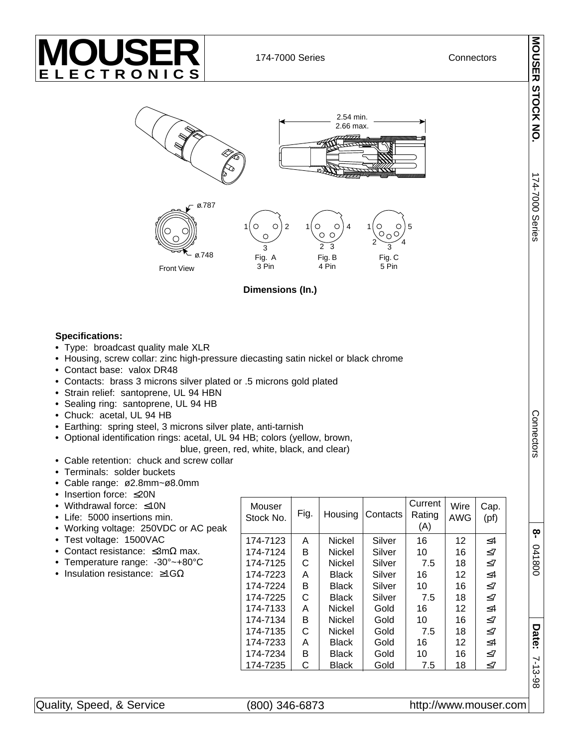# MOUSER ELECTRONICS

174-7000 Series — Connectors

2.54 min.
2.66 max.

ø.787

ø.748

Front View

Fig. A 3 Pin

Fig. B 4 Pin

Fig. C 5 Pin

**Dimensions (In.)**

**Specifications:**

- Type: broadcast quality male XLR
- Housing, screw collar: zinc high-pressure diecasting satin nickel or black chrome
- Contact base: valox DR48
- Contacts: brass 3 microns silver plated or .5 microns gold plated
- Strain relief: santoprene, UL 94 HBN
- Sealing ring: santoprene, UL 94 HB
- Chuck: acetal, UL 94 HB
- Earthing: spring steel, 3 microns silver plate, anti-tarnish
- Optional identification rings: acetal, UL 94 HB; colors (yellow, brown, blue, green, red, white, black, and clear)
- Cable retention: chuck and screw collar
- Terminals: solder buckets
- Cable range: ø2.8mm~ø8.0mm
- Insertion force: ≤20N
- Withdrawal force: ≤10N
- Life: 5000 insertions min.
- Working voltage: 250VDC or AC peak
- Test voltage: 1500VAC
- Contact resistance: ≤3mΩ max.
- Temperature range: -30°~+80°C
- Insulation resistance: ≥1GΩ

| Mouser Stock No. | Fig. | Housing | Contacts | Current Rating (A) | Wire AWG | Cap. (pf) |
|---|---|---|---|---|---|---|
| 174-7123 | A | Nickel | Silver | 16 | 12 | ≤4 |
| 174-7124 | B | Nickel | Silver | 10 | 16 | ≤7 |
| 174-7125 | C | Nickel | Silver | 7.5 | 18 | ≤7 |
| 174-7223 | A | Black | Silver | 16 | 12 | ≤4 |
| 174-7224 | B | Black | Silver | 10 | 16 | ≤7 |
| 174-7225 | C | Black | Silver | 7.5 | 18 | ≤7 |
| 174-7133 | A | Nickel | Gold | 16 | 12 | ≤4 |
| 174-7134 | B | Nickel | Gold | 10 | 16 | ≤7 |
| 174-7135 | C | Nickel | Gold | 7.5 | 18 | ≤7 |
| 174-7233 | A | Black | Gold | 16 | 12 | ≤4 |
| 174-7234 | B | Black | Gold | 10 | 16 | ≤7 |
| 174-7235 | C | Black | Gold | 7.5 | 18 | ≤7 |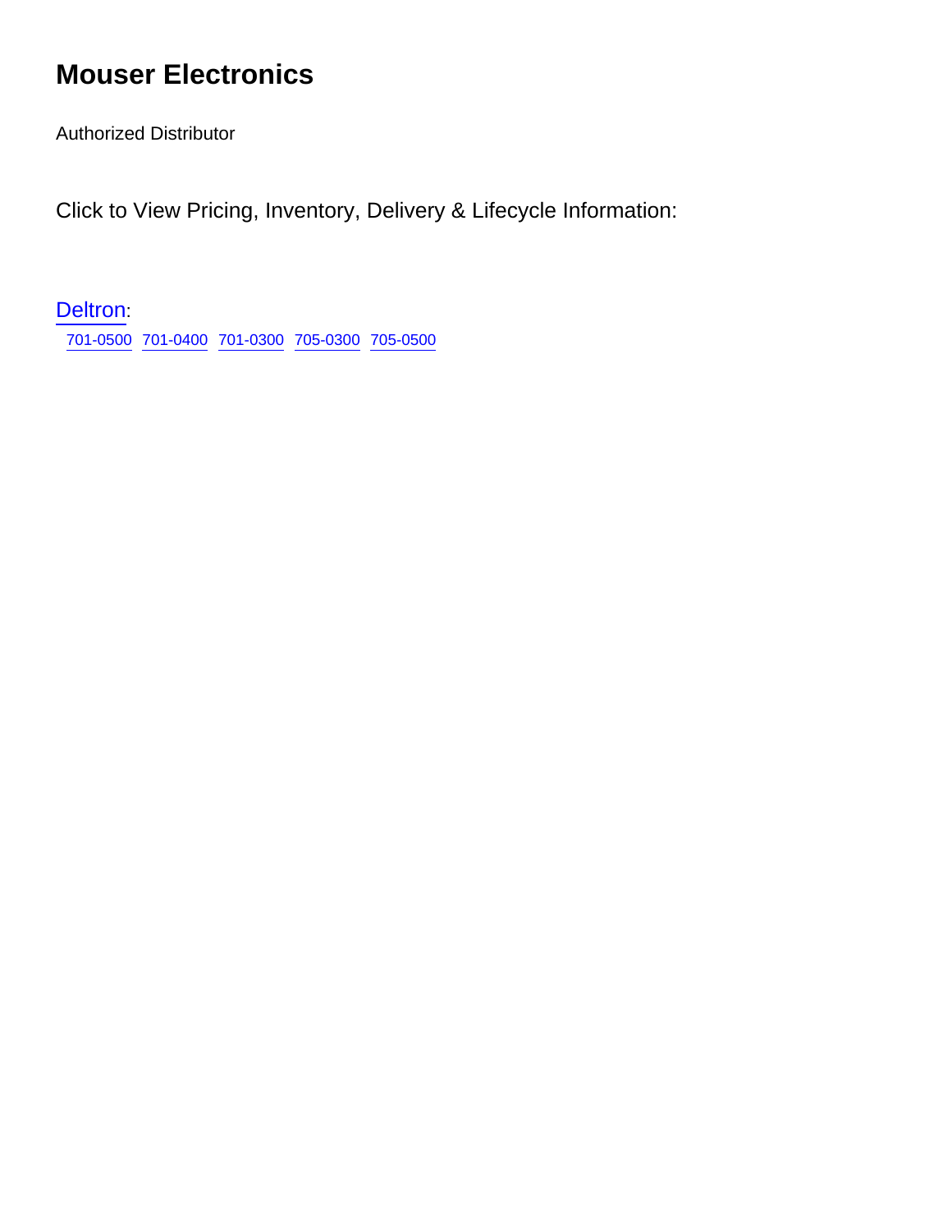# Mouser Electronics

Authorized Distributor

Click to View Pricing, Inventory, Delivery & Lifecycle Information:

Deltron:

701-0500 701-0400 701-0300 705-0300 705-0500